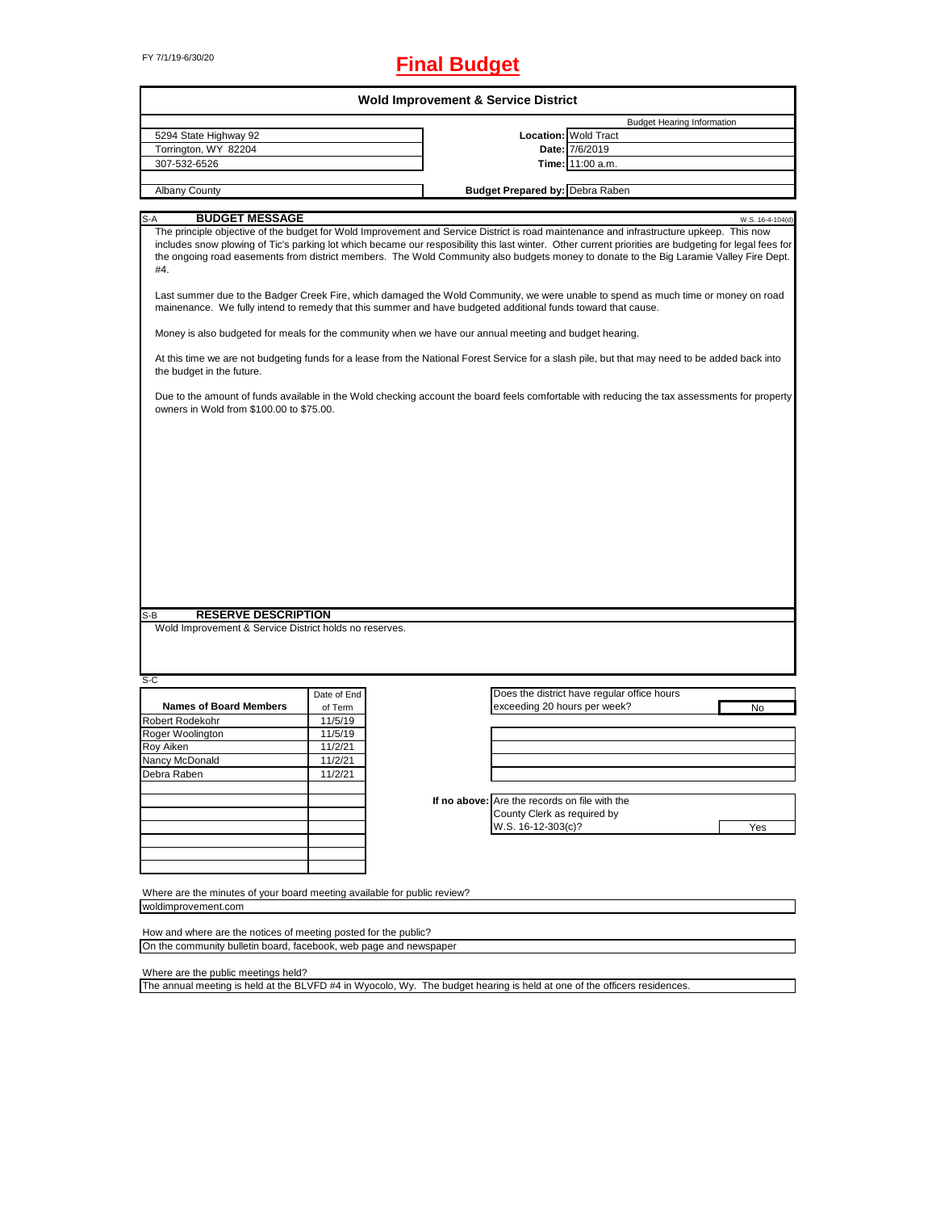FY 7/1/19-6/30/20

# Final Budget

## Wold Improvement & Service District

| | | |
|---|---|---|
| 5294 State Highway 92 | | Budget Hearing Information |
| Torrington, WY 82204 | **Location:** | Wold Tract |
| 307-532-6526 | **Date:** | 7/6/2019 |
| | **Time:** | 11:00 a.m. |
| Albany County | **Budget Prepared by:** | Debra Raben |

### S-A BUDGET MESSAGE

W.S. 16-4-104(d)

The principle objective of the budget for Wold Improvement and Service District is road maintenance and infrastructure upkeep. This now includes snow plowing of Tic's parking lot which became our resposibility this last winter. Other current priorities are budgeting for legal fees for the ongoing road easements from district members. The Wold Community also budgets money to donate to the Big Laramie Valley Fire Dept. #4.

Last summer due to the Badger Creek Fire, which damaged the Wold Community, we were unable to spend as much time or money on road mainenance. We fully intend to remedy that this summer and have budgeted additional funds toward that cause.

Money is also budgeted for meals for the community when we have our annual meeting and budget hearing.

At this time we are not budgeting funds for a lease from the National Forest Service for a slash pile, but that may need to be added back into the budget in the future.

Due to the amount of funds available in the Wold checking account the board feels comfortable with reducing the tax assessments for property owners in Wold from $100.00 to $75.00.

### S-B RESERVE DESCRIPTION

Wold Improvement & Service District holds no reserves.

### S-C

| Names of Board Members | Date of End of Term |
|---|---|
| Robert Rodekohr | 11/5/19 |
| Roger Woolington | 11/5/19 |
| Roy Aiken | 11/2/21 |
| Nancy McDonald | 11/2/21 |
| Debra Raben | 11/2/21 |

Does the district have regular office hours exceeding 20 hours per week? **No**

**If no above:** Are the records on file with the County Clerk as required by W.S. 16-12-303(c)? **Yes**

Where are the minutes of your board meeting available for public review?
woldimprovement.com

How and where are the notices of meeting posted for the public?
On the community bulletin board, facebook, web page and newspaper

Where are the public meetings held?
The annual meeting is held at the BLVFD #4 in Wyocolo, Wy. The budget hearing is held at one of the officers residences.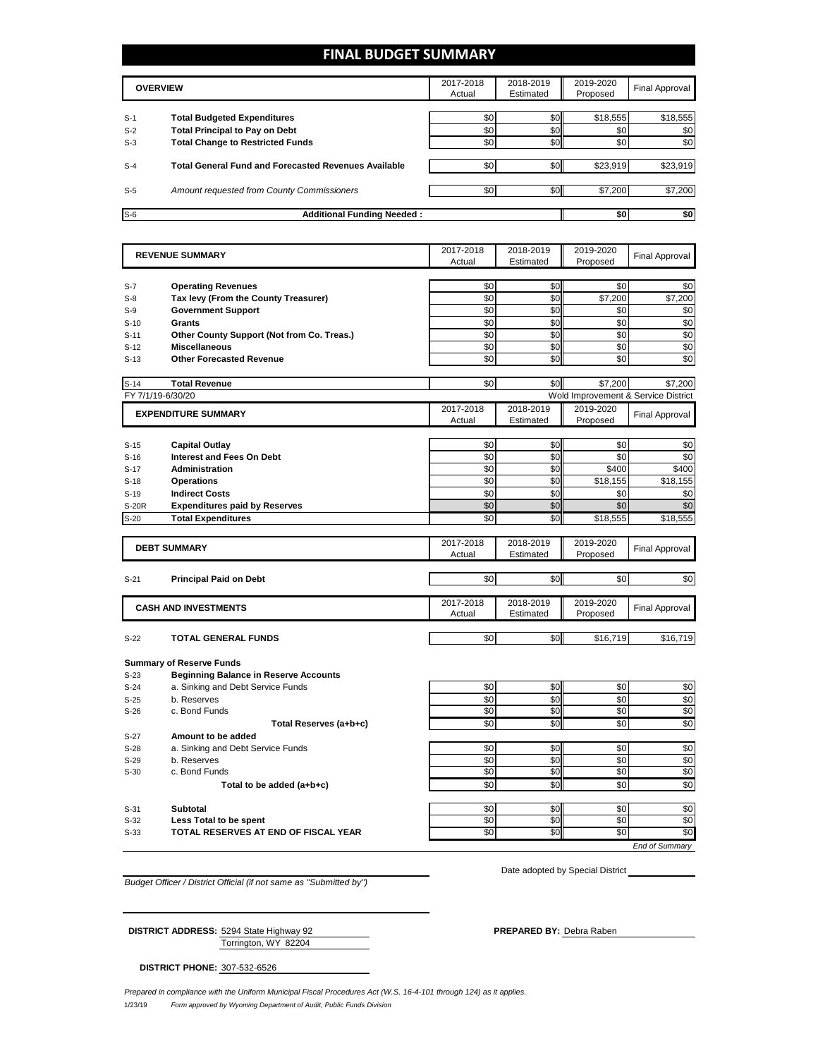# FINAL BUDGET SUMMARY

| | OVERVIEW | 2017-2018 Actual | 2018-2019 Estimated | 2019-2020 Proposed | Final Approval |
|---|---|---|---|---|---|
| S-1 | **Total Budgeted Expenditures** | $0 | $0 | $18,555 | $18,555 |
| S-2 | **Total Principal to Pay on Debt** | $0 | $0 | $0 | $0 |
| S-3 | **Total Change to Restricted Funds** | $0 | $0 | $0 | $0 |
| S-4 | **Total General Fund and Forecasted Revenues Available** | $0 | $0 | $23,919 | $23,919 |
| S-5 | *Amount requested from County Commissioners* | $0 | $0 | $7,200 | $7,200 |
| S-6 | **Additional Funding Needed :** | | | $0 | $0 |

| | REVENUE SUMMARY | 2017-2018 Actual | 2018-2019 Estimated | 2019-2020 Proposed | Final Approval |
|---|---|---|---|---|---|
| S-7 | **Operating Revenues** | $0 | $0 | $0 | $0 |
| S-8 | **Tax levy (From the County Treasurer)** | $0 | $0 | $7,200 | $7,200 |
| S-9 | **Government Support** | $0 | $0 | $0 | $0 |
| S-10 | **Grants** | $0 | $0 | $0 | $0 |
| S-11 | **Other County Support (Not from Co. Treas.)** | $0 | $0 | $0 | $0 |
| S-12 | **Miscellaneous** | $0 | $0 | $0 | $0 |
| S-13 | **Other Forecasted Revenue** | $0 | $0 | $0 | $0 |
| S-14 | **Total Revenue** | $0 | $0 | $7,200 | $7,200 |

FY 7/1/19-6/30/20 — Wold Improvement & Service District

| | EXPENDITURE SUMMARY | 2017-2018 Actual | 2018-2019 Estimated | 2019-2020 Proposed | Final Approval |
|---|---|---|---|---|---|
| S-15 | **Capital Outlay** | $0 | $0 | $0 | $0 |
| S-16 | **Interest and Fees On Debt** | $0 | $0 | $0 | $0 |
| S-17 | **Administration** | $0 | $0 | $400 | $400 |
| S-18 | **Operations** | $0 | $0 | $18,155 | $18,155 |
| S-19 | **Indirect Costs** | $0 | $0 | $0 | $0 |
| S-20R | **Expenditures paid by Reserves** | $0 | $0 | $0 | $0 |
| S-20 | **Total Expenditures** | $0 | $0 | $18,555 | $18,555 |

| | DEBT SUMMARY | 2017-2018 Actual | 2018-2019 Estimated | 2019-2020 Proposed | Final Approval |
|---|---|---|---|---|---|
| S-21 | **Principal Paid on Debt** | $0 | $0 | $0 | $0 |

| | CASH AND INVESTMENTS | 2017-2018 Actual | 2018-2019 Estimated | 2019-2020 Proposed | Final Approval |
|---|---|---|---|---|---|
| S-22 | **TOTAL GENERAL FUNDS** | $0 | $0 | $16,719 | $16,719 |

**Summary of Reserve Funds**

| | | 2017-2018 Actual | 2018-2019 Estimated | 2019-2020 Proposed | Final Approval |
|---|---|---|---|---|---|
| S-23 | **Beginning Balance in Reserve Accounts** | | | | |
| S-24 | a. Sinking and Debt Service Funds | $0 | $0 | $0 | $0 |
| S-25 | b. Reserves | $0 | $0 | $0 | $0 |
| S-26 | c. Bond Funds | $0 | $0 | $0 | $0 |
| | **Total Reserves (a+b+c)** | $0 | $0 | $0 | $0 |
| S-27 | **Amount to be added** | | | | |
| S-28 | a. Sinking and Debt Service Funds | $0 | $0 | $0 | $0 |
| S-29 | b. Reserves | $0 | $0 | $0 | $0 |
| S-30 | c. Bond Funds | $0 | $0 | $0 | $0 |
| | **Total to be added (a+b+c)** | $0 | $0 | $0 | $0 |
| S-31 | **Subtotal** | $0 | $0 | $0 | $0 |
| S-32 | **Less Total to be spent** | $0 | $0 | $0 | $0 |
| S-33 | **TOTAL RESERVES AT END OF FISCAL YEAR** | $0 | $0 | $0 | $0 |

*End of Summary*

Date adopted by Special District ____________

*Budget Officer / District Official (if not same as "Submitted by")*

**DISTRICT ADDRESS:** 5294 State Highway 92
Torrington, WY 82204

**PREPARED BY:** Debra Raben

**DISTRICT PHONE:** 307-532-6526

*Prepared in compliance with the Uniform Municipal Fiscal Procedures Act (W.S. 16-4-101 through 124) as it applies.*

1/23/19 *Form approved by Wyoming Department of Audit, Public Funds Division*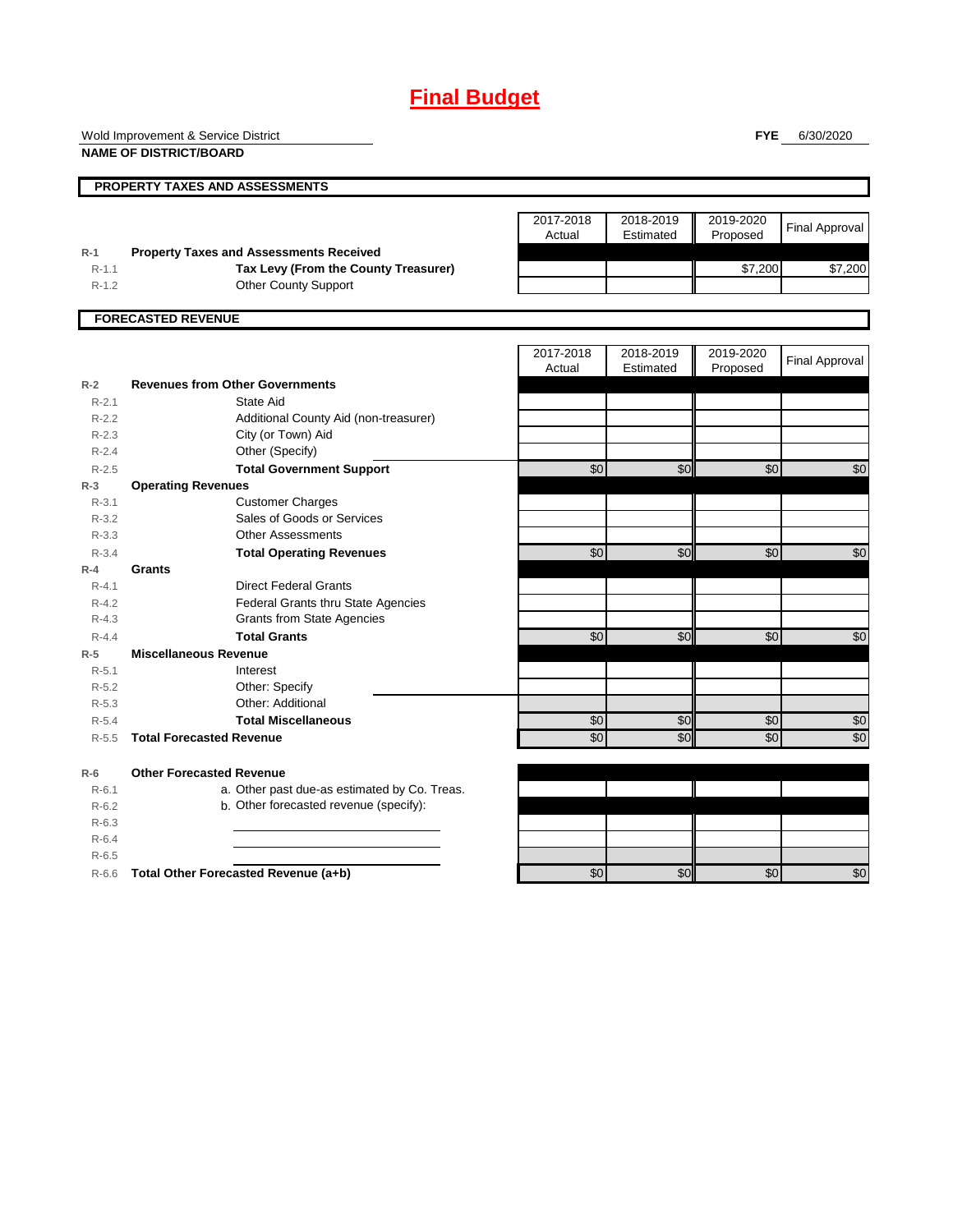# Final Budget

Wold Improvement & Service District
**NAME OF DISTRICT/BOARD**

**FYE** 6/30/2020

## PROPERTY TAXES AND ASSESSMENTS

| | | 2017-2018 Actual | 2018-2019 Estimated | 2019-2020 Proposed | Final Approval |
|---|---|---|---|---|---|
| R-1 | **Property Taxes and Assessments Received** | | | | |
| R-1.1 | **Tax Levy (From the County Treasurer)** | | | $7,200 | $7,200 |
| R-1.2 | Other County Support | | | | |

## FORECASTED REVENUE

| | | 2017-2018 Actual | 2018-2019 Estimated | 2019-2020 Proposed | Final Approval |
|---|---|---|---|---|---|
| R-2 | **Revenues from Other Governments** | | | | |
| R-2.1 | State Aid | | | | |
| R-2.2 | Additional County Aid (non-treasurer) | | | | |
| R-2.3 | City (or Town) Aid | | | | |
| R-2.4 | Other (Specify) | | | | |
| R-2.5 | **Total Government Support** | $0 | $0 | $0 | $0 |
| R-3 | **Operating Revenues** | | | | |
| R-3.1 | Customer Charges | | | | |
| R-3.2 | Sales of Goods or Services | | | | |
| R-3.3 | Other Assessments | | | | |
| R-3.4 | **Total Operating Revenues** | $0 | $0 | $0 | $0 |
| R-4 | **Grants** | | | | |
| R-4.1 | Direct Federal Grants | | | | |
| R-4.2 | Federal Grants thru State Agencies | | | | |
| R-4.3 | Grants from State Agencies | | | | |
| R-4.4 | **Total Grants** | $0 | $0 | $0 | $0 |
| R-5 | **Miscellaneous Revenue** | | | | |
| R-5.1 | Interest | | | | |
| R-5.2 | Other: Specify | | | | |
| R-5.3 | Other: Additional | | | | |
| R-5.4 | **Total Miscellaneous** | $0 | $0 | $0 | $0 |
| R-5.5 | **Total Forecasted Revenue** | $0 | $0 | $0 | $0 |
| R-6 | **Other Forecasted Revenue** | | | | |
| R-6.1 | a. Other past due-as estimated by Co. Treas. | | | | |
| R-6.2 | b. Other forecasted revenue (specify): | | | | |
| R-6.3 | | | | | |
| R-6.4 | | | | | |
| R-6.5 | | | | | |
| R-6.6 | **Total Other Forecasted Revenue (a+b)** | $0 | $0 | $0 | $0 |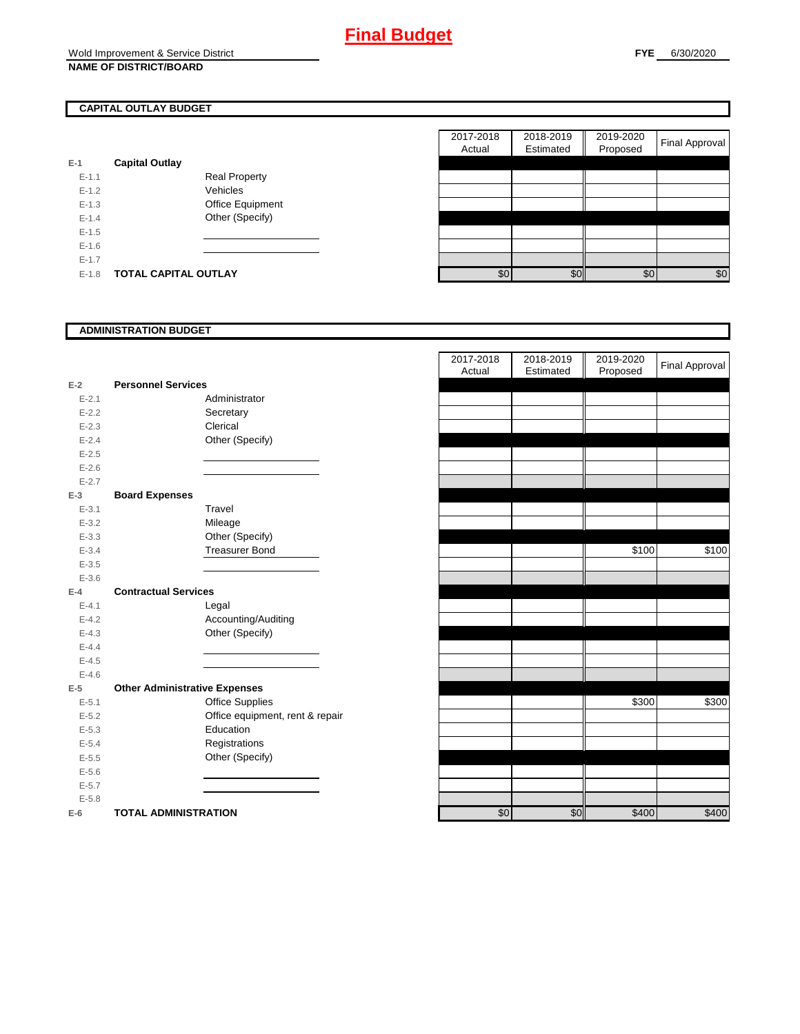# Final Budget

Wold Improvement & Service District
**NAME OF DISTRICT/BOARD**

**FYE** 6/30/2020

## CAPITAL OUTLAY BUDGET

| | | | 2017-2018 Actual | 2018-2019 Estimated | 2019-2020 Proposed | Final Approval |
|---|---|---|---|---|---|---|
| E-1 | **Capital Outlay** | | | | | |
| E-1.1 | | Real Property | | | | |
| E-1.2 | | Vehicles | | | | |
| E-1.3 | | Office Equipment | | | | |
| E-1.4 | | Other (Specify) | | | | |
| E-1.5 | | | | | | |
| E-1.6 | | | | | | |
| E-1.7 | | | | | | |
| E-1.8 | **TOTAL CAPITAL OUTLAY** | | $0 | $0 | $0 | $0 |

## ADMINISTRATION BUDGET

| | | | 2017-2018 Actual | 2018-2019 Estimated | 2019-2020 Proposed | Final Approval |
|---|---|---|---|---|---|---|
| E-2 | **Personnel Services** | | | | | |
| E-2.1 | | Administrator | | | | |
| E-2.2 | | Secretary | | | | |
| E-2.3 | | Clerical | | | | |
| E-2.4 | | Other (Specify) | | | | |
| E-2.5 | | | | | | |
| E-2.6 | | | | | | |
| E-2.7 | | | | | | |
| E-3 | **Board Expenses** | | | | | |
| E-3.1 | | Travel | | | | |
| E-3.2 | | Mileage | | | | |
| E-3.3 | | Other (Specify) | | | | |
| E-3.4 | | Treasurer Bond | | | $100 | $100 |
| E-3.5 | | | | | | |
| E-3.6 | | | | | | |
| E-4 | **Contractual Services** | | | | | |
| E-4.1 | | Legal | | | | |
| E-4.2 | | Accounting/Auditing | | | | |
| E-4.3 | | Other (Specify) | | | | |
| E-4.4 | | | | | | |
| E-4.5 | | | | | | |
| E-4.6 | | | | | | |
| E-5 | **Other Administrative Expenses** | | | | | |
| E-5.1 | | Office Supplies | | | $300 | $300 |
| E-5.2 | | Office equipment, rent & repair | | | | |
| E-5.3 | | Education | | | | |
| E-5.4 | | Registrations | | | | |
| E-5.5 | | Other (Specify) | | | | |
| E-5.6 | | | | | | |
| E-5.7 | | | | | | |
| E-5.8 | | | | | | |
| E-6 | **TOTAL ADMINISTRATION** | | $0 | $0 | $400 | $400 |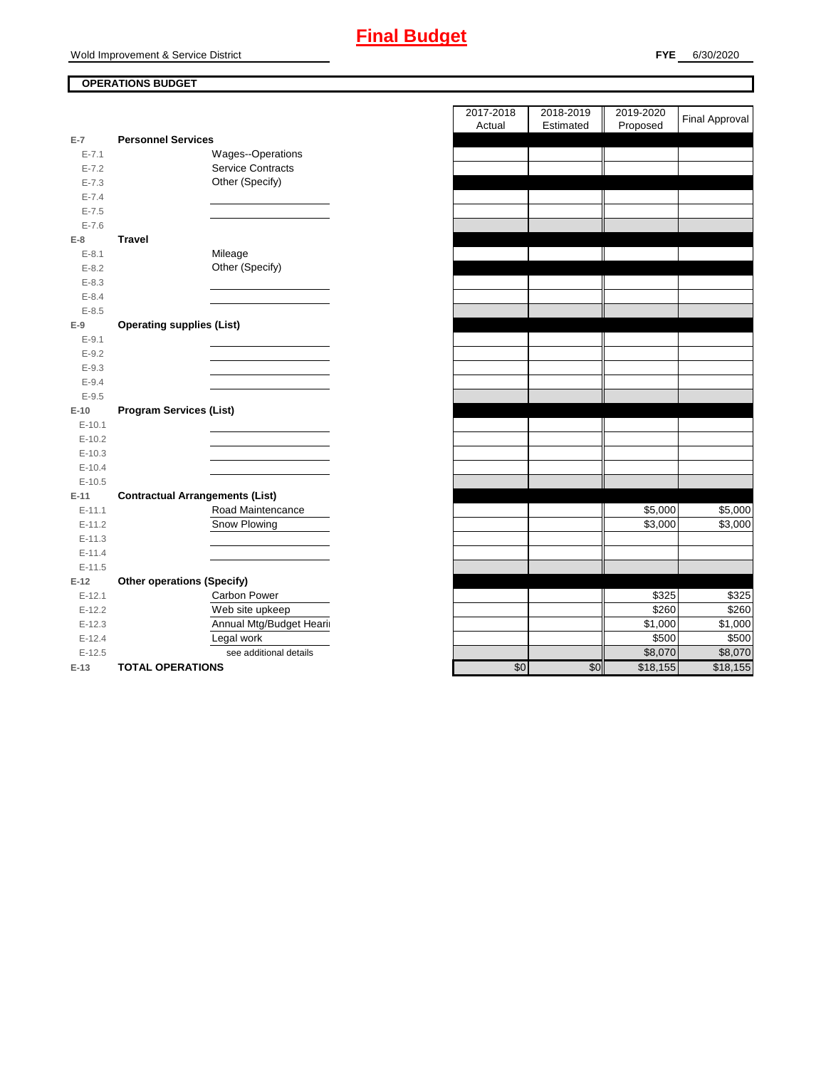# Final Budget

Wold Improvement & Service District

**FYE** 6/30/2020

**OPERATIONS BUDGET**

| | | | 2017-2018 Actual | 2018-2019 Estimated | 2019-2020 Proposed | Final Approval |
|---|---|---|---|---|---|---|
| **E-7** | **Personnel Services** | | | | | |
| E-7.1 | | Wages--Operations | | | | |
| E-7.2 | | Service Contracts | | | | |
| E-7.3 | | Other (Specify) | | | | |
| E-7.4 | | | | | | |
| E-7.5 | | | | | | |
| E-7.6 | | | | | | |
| **E-8** | **Travel** | | | | | |
| E-8.1 | | Mileage | | | | |
| E-8.2 | | Other (Specify) | | | | |
| E-8.3 | | | | | | |
| E-8.4 | | | | | | |
| E-8.5 | | | | | | |
| **E-9** | **Operating supplies (List)** | | | | | |
| E-9.1 | | | | | | |
| E-9.2 | | | | | | |
| E-9.3 | | | | | | |
| E-9.4 | | | | | | |
| E-9.5 | | | | | | |
| **E-10** | **Program Services (List)** | | | | | |
| E-10.1 | | | | | | |
| E-10.2 | | | | | | |
| E-10.3 | | | | | | |
| E-10.4 | | | | | | |
| E-10.5 | | | | | | |
| **E-11** | **Contractual Arrangements (List)** | | | | | |
| E-11.1 | | Road Maintencance | | | $5,000 | $5,000 |
| E-11.2 | | Snow Plowing | | | $3,000 | $3,000 |
| E-11.3 | | | | | | |
| E-11.4 | | | | | | |
| E-11.5 | | | | | | |
| **E-12** | **Other operations (Specify)** | | | | | |
| E-12.1 | | Carbon Power | | | $325 | $325 |
| E-12.2 | | Web site upkeep | | | $260 | $260 |
| E-12.3 | | Annual Mtg/Budget Heari | | | $1,000 | $1,000 |
| E-12.4 | | Legal work | | | $500 | $500 |
| E-12.5 | | see additional details | | | $8,070 | $8,070 |
| **E-13** | **TOTAL OPERATIONS** | | $0 | $0 | $18,155 | $18,155 |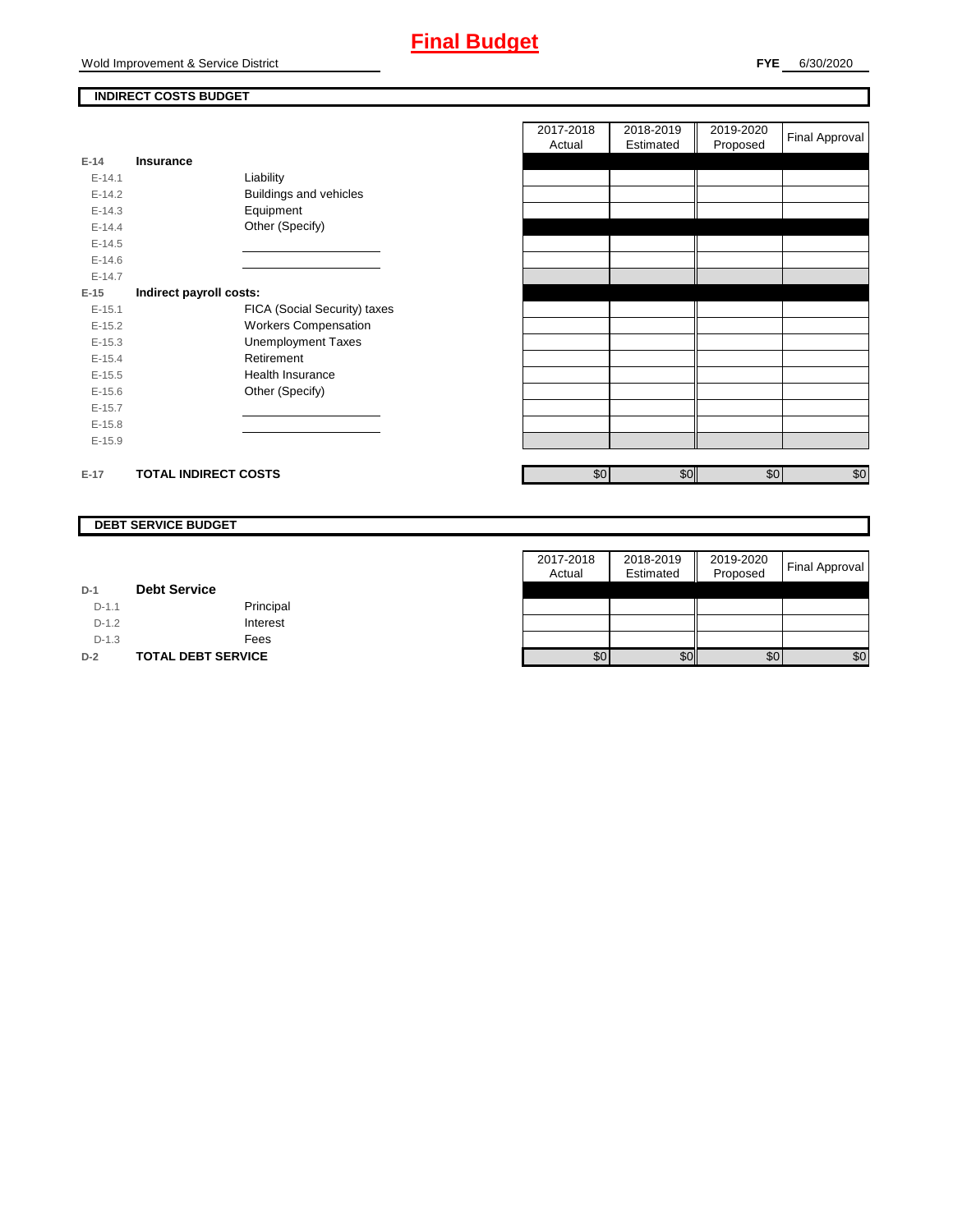# Final Budget

Wold Improvement & Service District

**FYE** 6/30/2020

## INDIRECT COSTS BUDGET

| | | | 2017-2018 Actual | 2018-2019 Estimated | 2019-2020 Proposed | Final Approval |
|---|---|---|---|---|---|---|
| E-14 | **Insurance** | | | | | |
| E-14.1 | | Liability | | | | |
| E-14.2 | | Buildings and vehicles | | | | |
| E-14.3 | | Equipment | | | | |
| E-14.4 | | Other (Specify) | | | | |
| E-14.5 | | | | | | |
| E-14.6 | | | | | | |
| E-14.7 | | | | | | |
| E-15 | **Indirect payroll costs:** | | | | | |
| E-15.1 | | FICA (Social Security) taxes | | | | |
| E-15.2 | | Workers Compensation | | | | |
| E-15.3 | | Unemployment Taxes | | | | |
| E-15.4 | | Retirement | | | | |
| E-15.5 | | Health Insurance | | | | |
| E-15.6 | | Other (Specify) | | | | |
| E-15.7 | | | | | | |
| E-15.8 | | | | | | |
| E-15.9 | | | | | | |
| E-17 | **TOTAL INDIRECT COSTS** | | $0 | $0 | $0 | $0 |

## DEBT SERVICE BUDGET

| | | | 2017-2018 Actual | 2018-2019 Estimated | 2019-2020 Proposed | Final Approval |
|---|---|---|---|---|---|---|
| D-1 | **Debt Service** | | | | | |
| D-1.1 | | Principal | | | | |
| D-1.2 | | Interest | | | | |
| D-1.3 | | Fees | | | | |
| D-2 | **TOTAL DEBT SERVICE** | | $0 | $0 | $0 | $0 |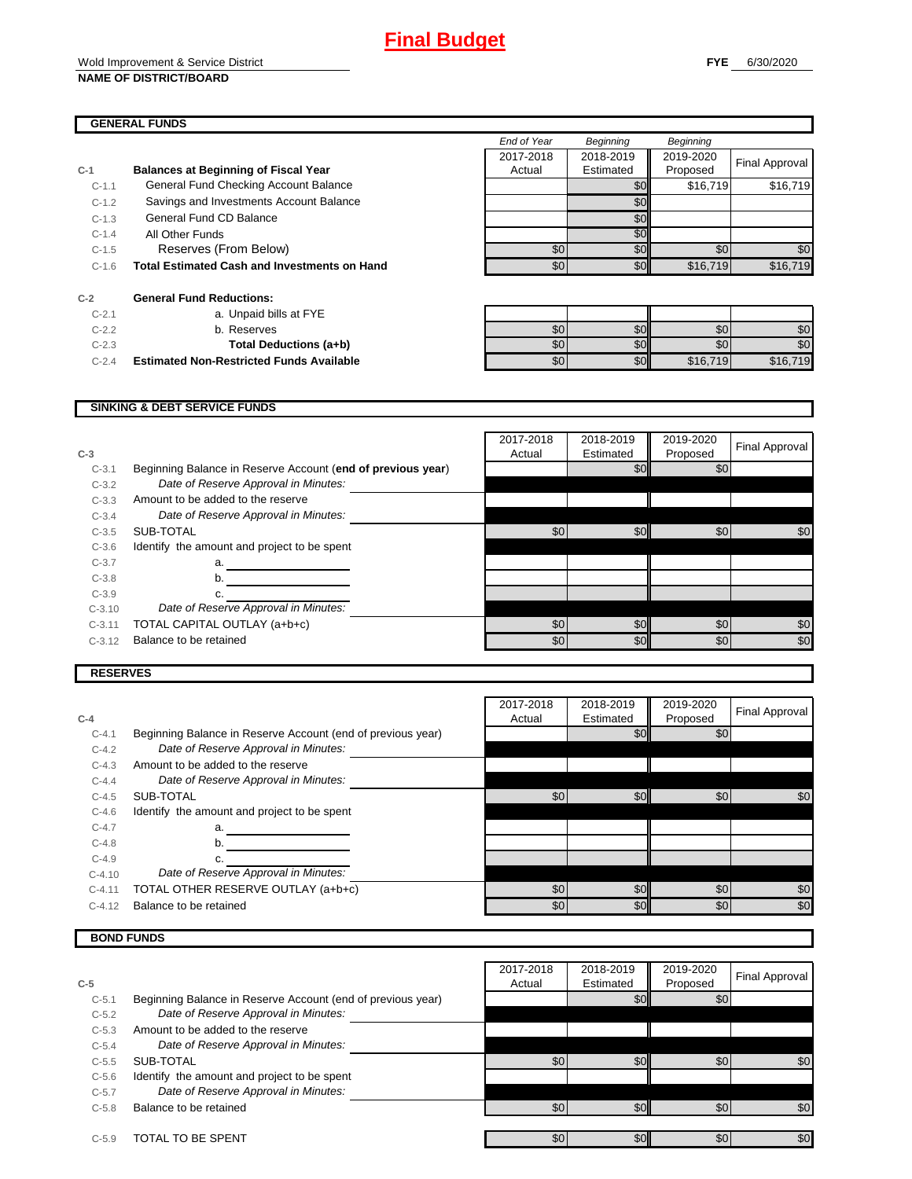# Final Budget

Wold Improvement & Service District
**NAME OF DISTRICT/BOARD**

**FYE** 6/30/2020

## GENERAL FUNDS

| | | End of Year 2017-2018 Actual | Beginning 2018-2019 Estimated | Beginning 2019-2020 Proposed | Final Approval |
|---|---|---|---|---|---|
| **C-1** | **Balances at Beginning of Fiscal Year** | | | | |
| C-1.1 | General Fund Checking Account Balance | | $0 | $16,719 | $16,719 |
| C-1.2 | Savings and Investments Account Balance | | $0 | | |
| C-1.3 | General Fund CD Balance | | $0 | | |
| C-1.4 | All Other Funds | | $0 | | |
| C-1.5 | Reserves (From Below) | $0 | $0 | $0 | $0 |
| C-1.6 | **Total Estimated Cash and Investments on Hand** | $0 | $0 | $16,719 | $16,719 |
| **C-2** | **General Fund Reductions:** | | | | |
| C-2.1 | a. Unpaid bills at FYE | | | | |
| C-2.2 | b. Reserves | $0 | $0 | $0 | $0 |
| C-2.3 | **Total Deductions (a+b)** | $0 | $0 | $0 | $0 |
| C-2.4 | **Estimated Non-Restricted Funds Available** | $0 | $0 | $16,719 | $16,719 |

## SINKING & DEBT SERVICE FUNDS

| C-3 | | 2017-2018 Actual | 2018-2019 Estimated | 2019-2020 Proposed | Final Approval |
|---|---|---|---|---|---|
| C-3.1 | Beginning Balance in Reserve Account (**end of previous year**) | | $0 | $0 | |
| C-3.2 | *Date of Reserve Approval in Minutes:* | | | | |
| C-3.3 | Amount to be added to the reserve | | | | |
| C-3.4 | *Date of Reserve Approval in Minutes:* | | | | |
| C-3.5 | SUB-TOTAL | $0 | $0 | $0 | $0 |
| C-3.6 | Identify the amount and project to be spent | | | | |
| C-3.7 | a. | | | | |
| C-3.8 | b. | | | | |
| C-3.9 | c. | | | | |
| C-3.10 | *Date of Reserve Approval in Minutes:* | | | | |
| C-3.11 | TOTAL CAPITAL OUTLAY (a+b+c) | $0 | $0 | $0 | $0 |
| C-3.12 | Balance to be retained | $0 | $0 | $0 | $0 |

## RESERVES

| C-4 | | 2017-2018 Actual | 2018-2019 Estimated | 2019-2020 Proposed | Final Approval |
|---|---|---|---|---|---|
| C-4.1 | Beginning Balance in Reserve Account (end of previous year) | | $0 | $0 | |
| C-4.2 | *Date of Reserve Approval in Minutes:* | | | | |
| C-4.3 | Amount to be added to the reserve | | | | |
| C-4.4 | *Date of Reserve Approval in Minutes:* | | | | |
| C-4.5 | SUB-TOTAL | $0 | $0 | $0 | $0 |
| C-4.6 | Identify the amount and project to be spent | | | | |
| C-4.7 | a. | | | | |
| C-4.8 | b. | | | | |
| C-4.9 | c. | | | | |
| C-4.10 | *Date of Reserve Approval in Minutes:* | | | | |
| C-4.11 | TOTAL OTHER RESERVE OUTLAY (a+b+c) | $0 | $0 | $0 | $0 |
| C-4.12 | Balance to be retained | $0 | $0 | $0 | $0 |

## BOND FUNDS

| C-5 | | 2017-2018 Actual | 2018-2019 Estimated | 2019-2020 Proposed | Final Approval |
|---|---|---|---|---|---|
| C-5.1 | Beginning Balance in Reserve Account (end of previous year) | | $0 | $0 | |
| C-5.2 | *Date of Reserve Approval in Minutes:* | | | | |
| C-5.3 | Amount to be added to the reserve | | | | |
| C-5.4 | *Date of Reserve Approval in Minutes:* | | | | |
| C-5.5 | SUB-TOTAL | $0 | $0 | $0 | $0 |
| C-5.6 | Identify the amount and project to be spent | | | | |
| C-5.7 | *Date of Reserve Approval in Minutes:* | | | | |
| C-5.8 | Balance to be retained | $0 | $0 | $0 | $0 |
| C-5.9 | TOTAL TO BE SPENT | $0 | $0 | $0 | $0 |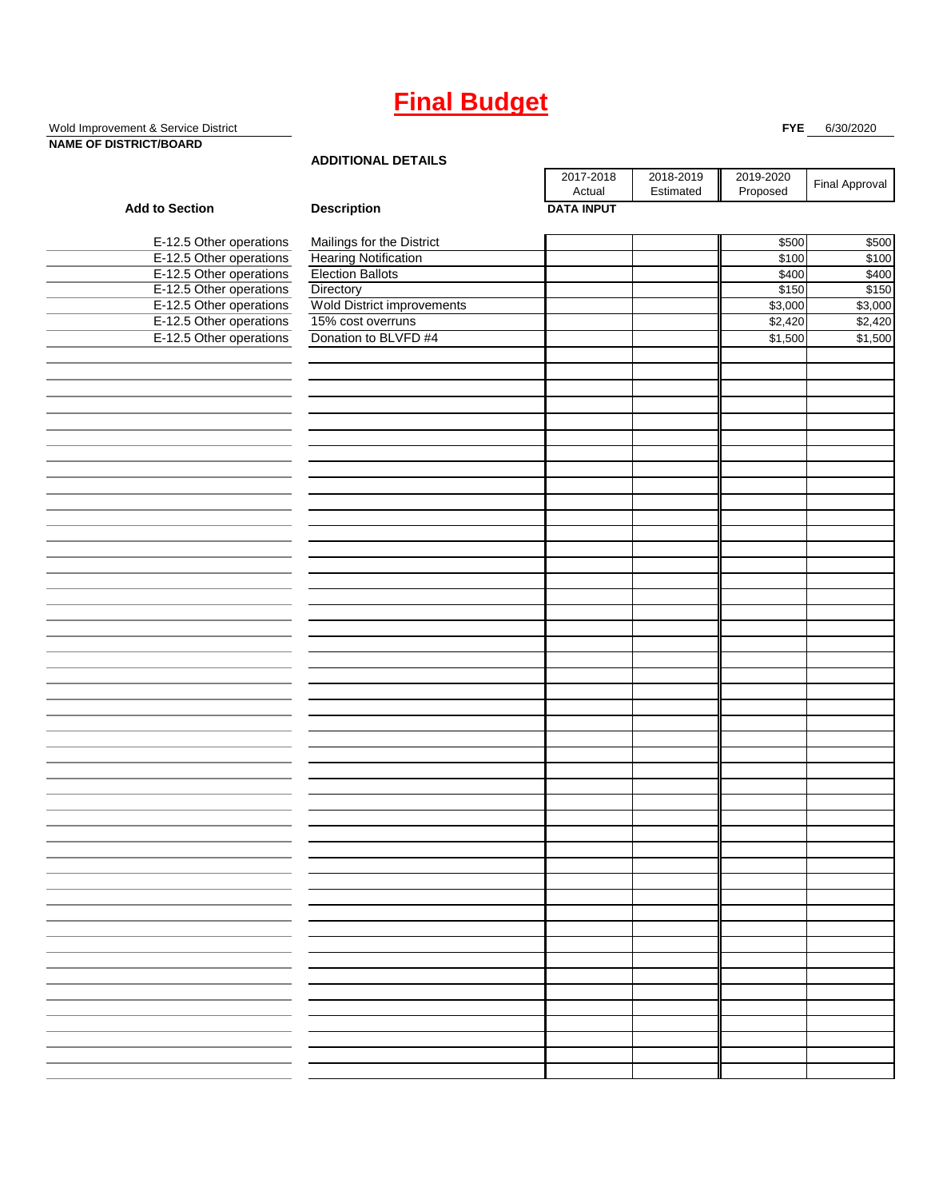# Final Budget

Wold Improvement & Service District
**NAME OF DISTRICT/BOARD**

**FYE** 6/30/2020

**ADDITIONAL DETAILS**

| Add to Section | Description | 2017-2018 Actual | 2018-2019 Estimated | 2019-2020 Proposed | Final Approval |
|---|---|---|---|---|---|
| | | DATA INPUT | | | |
| E-12.5 Other operations | Mailings for the District | | | $500 | $500 |
| E-12.5 Other operations | Hearing Notification | | | $100 | $100 |
| E-12.5 Other operations | Election Ballots | | | $400 | $400 |
| E-12.5 Other operations | Directory | | | $150 | $150 |
| E-12.5 Other operations | Wold District improvements | | | $3,000 | $3,000 |
| E-12.5 Other operations | 15% cost overruns | | | $2,420 | $2,420 |
| E-12.5 Other operations | Donation to BLVFD #4 | | | $1,500 | $1,500 |